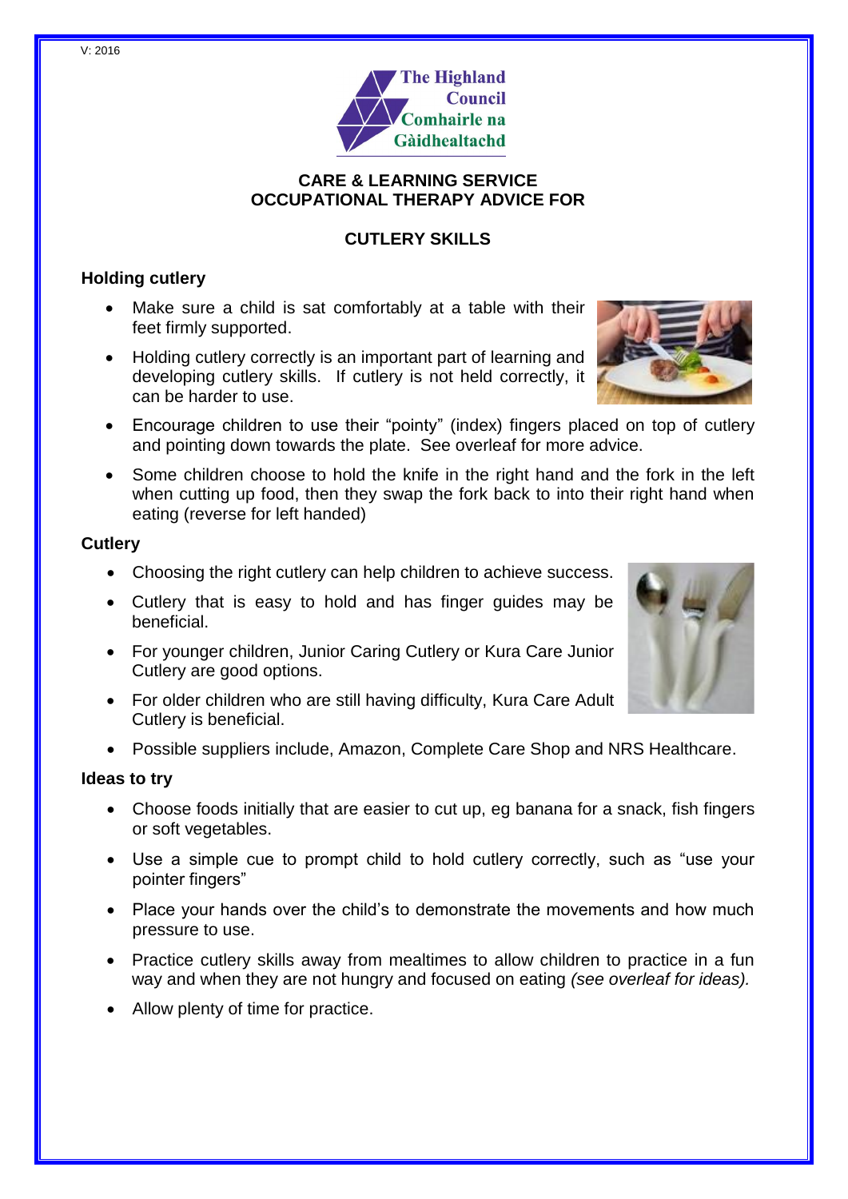V: 2016

The Highland Council
Comhairle na Gàidhealtachd

**CARE & LEARNING SERVICE**
**OCCUPATIONAL THERAPY ADVICE FOR**

# CUTLERY SKILLS

## Holding cutlery

- Make sure a child is sat comfortably at a table with their feet firmly supported.
- Holding cutlery correctly is an important part of learning and developing cutlery skills. If cutlery is not held correctly, it can be harder to use.
- Encourage children to use their "pointy" (index) fingers placed on top of cutlery and pointing down towards the plate. See overleaf for more advice.
- Some children choose to hold the knife in the right hand and the fork in the left when cutting up food, then they swap the fork back to into their right hand when eating (reverse for left handed)

## Cutlery

- Choosing the right cutlery can help children to achieve success.
- Cutlery that is easy to hold and has finger guides may be beneficial.
- For younger children, Junior Caring Cutlery or Kura Care Junior Cutlery are good options.
- For older children who are still having difficulty, Kura Care Adult Cutlery is beneficial.
- Possible suppliers include, Amazon, Complete Care Shop and NRS Healthcare.

## Ideas to try

- Choose foods initially that are easier to cut up, eg banana for a snack, fish fingers or soft vegetables.
- Use a simple cue to prompt child to hold cutlery correctly, such as "use your pointer fingers"
- Place your hands over the child's to demonstrate the movements and how much pressure to use.
- Practice cutlery skills away from mealtimes to allow children to practice in a fun way and when they are not hungry and focused on eating *(see overleaf for ideas).*
- Allow plenty of time for practice.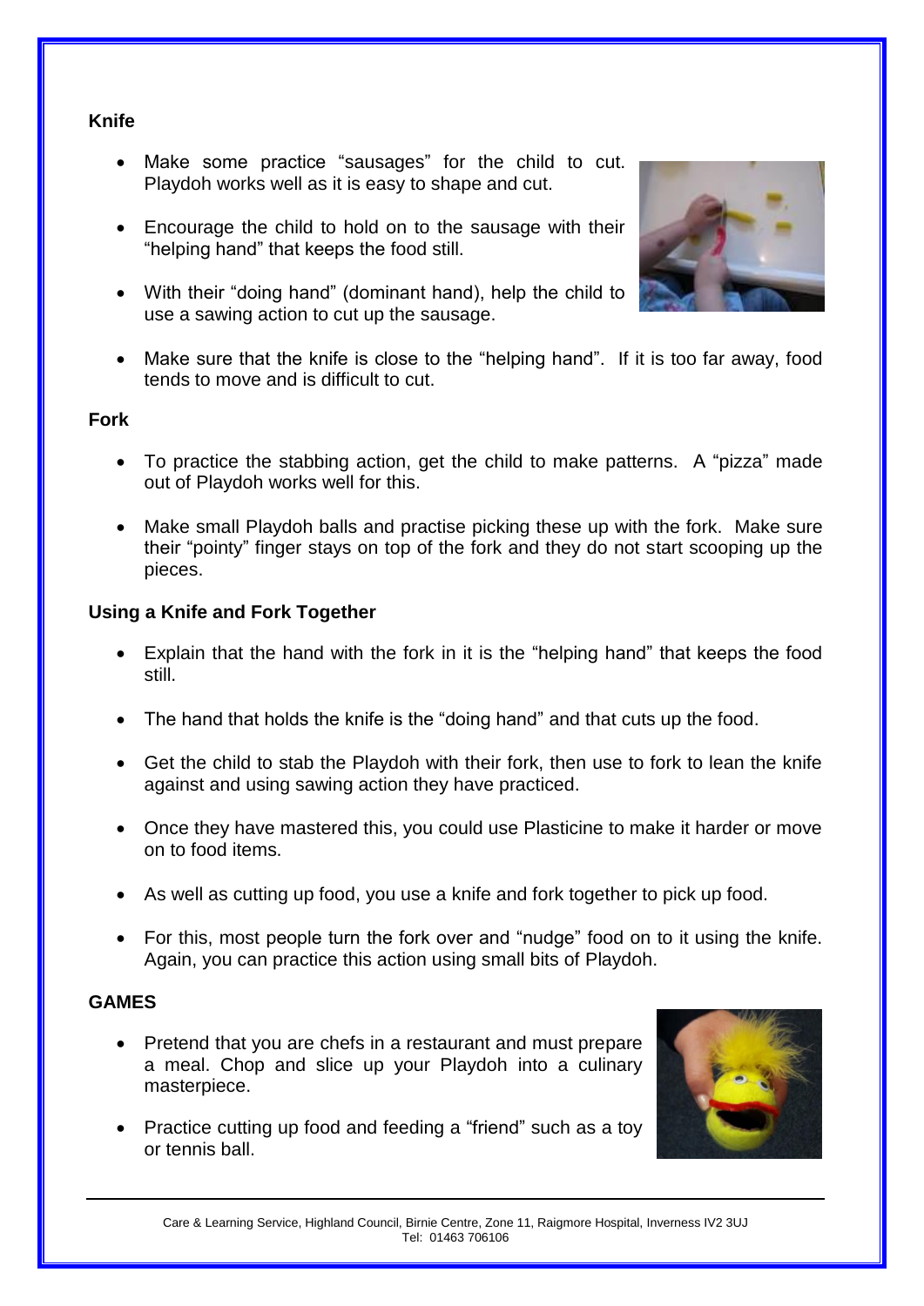## Knife

- Make some practice "sausages" for the child to cut. Playdoh works well as it is easy to shape and cut.
- Encourage the child to hold on to the sausage with their "helping hand" that keeps the food still.
- With their "doing hand" (dominant hand), help the child to use a sawing action to cut up the sausage.
- Make sure that the knife is close to the "helping hand". If it is too far away, food tends to move and is difficult to cut.

## Fork

- To practice the stabbing action, get the child to make patterns. A "pizza" made out of Playdoh works well for this.
- Make small Playdoh balls and practise picking these up with the fork. Make sure their "pointy" finger stays on top of the fork and they do not start scooping up the pieces.

## Using a Knife and Fork Together

- Explain that the hand with the fork in it is the "helping hand" that keeps the food still.
- The hand that holds the knife is the "doing hand" and that cuts up the food.
- Get the child to stab the Playdoh with their fork, then use to fork to lean the knife against and using sawing action they have practiced.
- Once they have mastered this, you could use Plasticine to make it harder or move on to food items.
- As well as cutting up food, you use a knife and fork together to pick up food.
- For this, most people turn the fork over and "nudge" food on to it using the knife. Again, you can practice this action using small bits of Playdoh.

## GAMES

- Pretend that you are chefs in a restaurant and must prepare a meal. Chop and slice up your Playdoh into a culinary masterpiece.
- Practice cutting up food and feeding a "friend" such as a toy or tennis ball.

Care & Learning Service, Highland Council, Birnie Centre, Zone 11, Raigmore Hospital, Inverness IV2 3UJ
Tel: 01463 706106